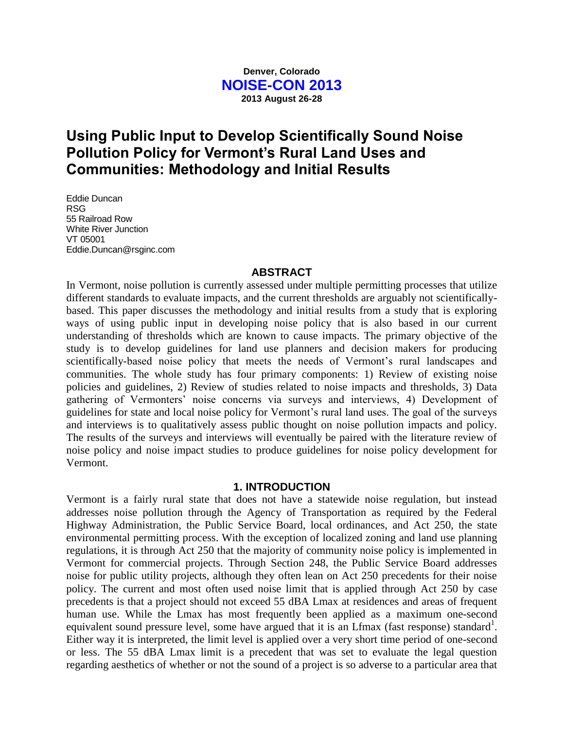Denver, Colorado

**NOISE-CON 2013**

**2013 August 26-28**

# Using Public Input to Develop Scientifically Sound Noise Pollution Policy for Vermont's Rural Land Uses and Communities: Methodology and Initial Results

Eddie Duncan
RSG
55 Railroad Row
White River Junction
VT 05001
Eddie.Duncan@rsginc.com

## ABSTRACT

In Vermont, noise pollution is currently assessed under multiple permitting processes that utilize different standards to evaluate impacts, and the current thresholds are arguably not scientifically-based. This paper discusses the methodology and initial results from a study that is exploring ways of using public input in developing noise policy that is also based in our current understanding of thresholds which are known to cause impacts. The primary objective of the study is to develop guidelines for land use planners and decision makers for producing scientifically-based noise policy that meets the needs of Vermont's rural landscapes and communities. The whole study has four primary components: 1) Review of existing noise policies and guidelines, 2) Review of studies related to noise impacts and thresholds, 3) Data gathering of Vermonters' noise concerns via surveys and interviews, 4) Development of guidelines for state and local noise policy for Vermont's rural land uses. The goal of the surveys and interviews is to qualitatively assess public thought on noise pollution impacts and policy. The results of the surveys and interviews will eventually be paired with the literature review of noise policy and noise impact studies to produce guidelines for noise policy development for Vermont.

## 1. INTRODUCTION

Vermont is a fairly rural state that does not have a statewide noise regulation, but instead addresses noise pollution through the Agency of Transportation as required by the Federal Highway Administration, the Public Service Board, local ordinances, and Act 250, the state environmental permitting process. With the exception of localized zoning and land use planning regulations, it is through Act 250 that the majority of community noise policy is implemented in Vermont for commercial projects. Through Section 248, the Public Service Board addresses noise for public utility projects, although they often lean on Act 250 precedents for their noise policy. The current and most often used noise limit that is applied through Act 250 by case precedents is that a project should not exceed 55 dBA Lmax at residences and areas of frequent human use. While the Lmax has most frequently been applied as a maximum one-second equivalent sound pressure level, some have argued that it is an Lfmax (fast response) standard[1]. Either way it is interpreted, the limit level is applied over a very short time period of one-second or less. The 55 dBA Lmax limit is a precedent that was set to evaluate the legal question regarding aesthetics of whether or not the sound of a project is so adverse to a particular area that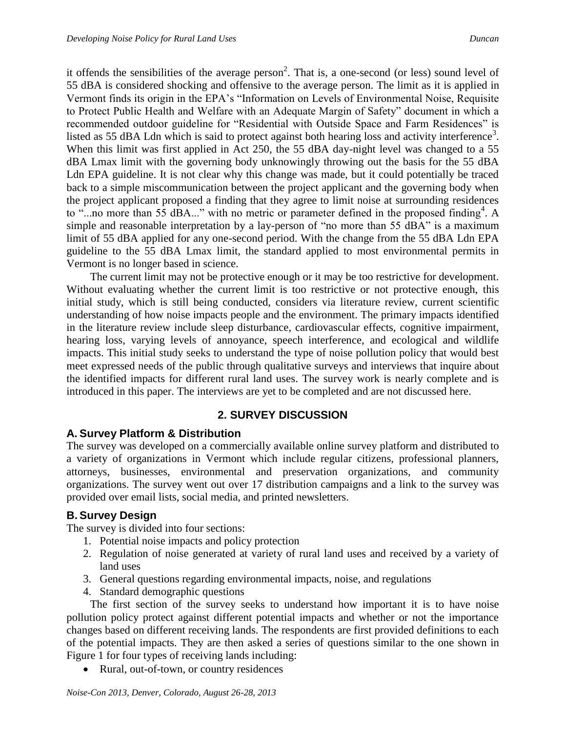it offends the sensibilities of the average person[2]. That is, a one-second (or less) sound level of 55 dBA is considered shocking and offensive to the average person. The limit as it is applied in Vermont finds its origin in the EPA's "Information on Levels of Environmental Noise, Requisite to Protect Public Health and Welfare with an Adequate Margin of Safety" document in which a recommended outdoor guideline for "Residential with Outside Space and Farm Residences" is listed as 55 dBA Ldn which is said to protect against both hearing loss and activity interference[3]. When this limit was first applied in Act 250, the 55 dBA day-night level was changed to a 55 dBA Lmax limit with the governing body unknowingly throwing out the basis for the 55 dBA Ldn EPA guideline. It is not clear why this change was made, but it could potentially be traced back to a simple miscommunication between the project applicant and the governing body when the project applicant proposed a finding that they agree to limit noise at surrounding residences to "...no more than 55 dBA..." with no metric or parameter defined in the proposed finding[4]. A simple and reasonable interpretation by a lay-person of "no more than 55 dBA" is a maximum limit of 55 dBA applied for any one-second period. With the change from the 55 dBA Ldn EPA guideline to the 55 dBA Lmax limit, the standard applied to most environmental permits in Vermont is no longer based in science.

The current limit may not be protective enough or it may be too restrictive for development. Without evaluating whether the current limit is too restrictive or not protective enough, this initial study, which is still being conducted, considers via literature review, current scientific understanding of how noise impacts people and the environment. The primary impacts identified in the literature review include sleep disturbance, cardiovascular effects, cognitive impairment, hearing loss, varying levels of annoyance, speech interference, and ecological and wildlife impacts. This initial study seeks to understand the type of noise pollution policy that would best meet expressed needs of the public through qualitative surveys and interviews that inquire about the identified impacts for different rural land uses. The survey work is nearly complete and is introduced in this paper. The interviews are yet to be completed and are not discussed here.

## 2. SURVEY DISCUSSION

### A. Survey Platform & Distribution

The survey was developed on a commercially available online survey platform and distributed to a variety of organizations in Vermont which include regular citizens, professional planners, attorneys, businesses, environmental and preservation organizations, and community organizations. The survey went out over 17 distribution campaigns and a link to the survey was provided over email lists, social media, and printed newsletters.

### B. Survey Design

The survey is divided into four sections:

1. Potential noise impacts and policy protection
2. Regulation of noise generated at variety of rural land uses and received by a variety of land uses
3. General questions regarding environmental impacts, noise, and regulations
4. Standard demographic questions

The first section of the survey seeks to understand how important it is to have noise pollution policy protect against different potential impacts and whether or not the importance changes based on different receiving lands. The respondents are first provided definitions to each of the potential impacts. They are then asked a series of questions similar to the one shown in Figure 1 for four types of receiving lands including:

- Rural, out-of-town, or country residences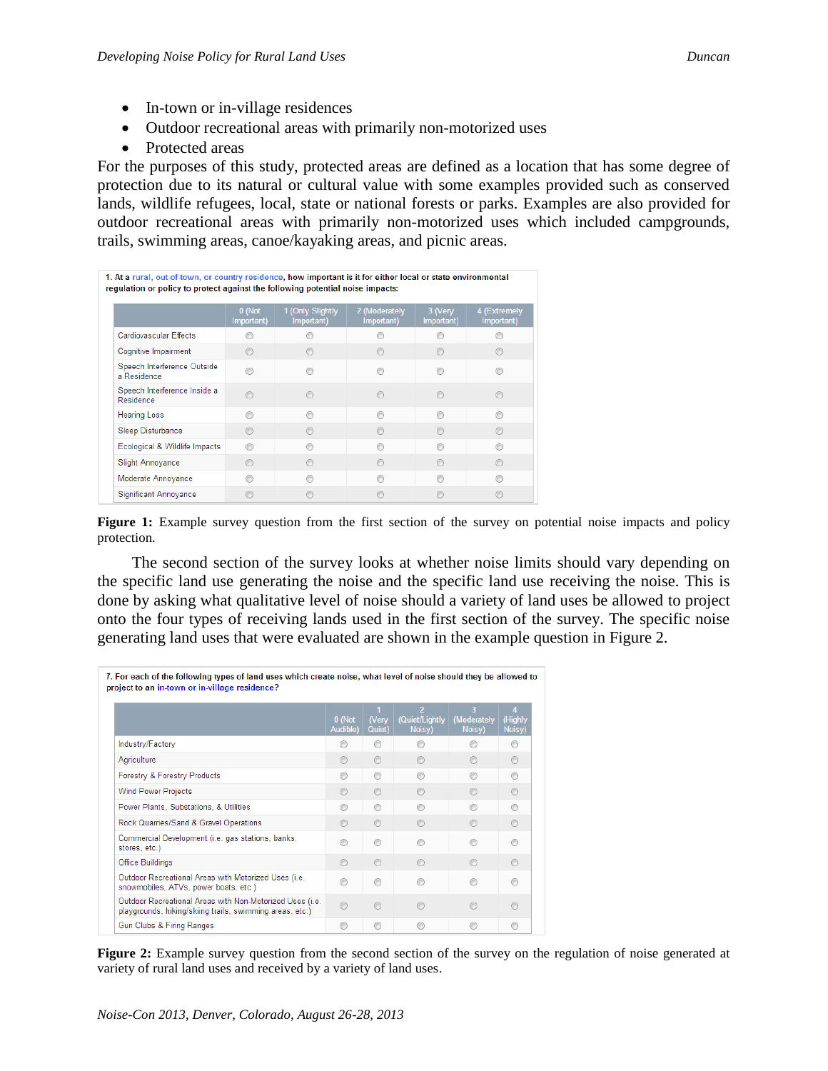- In-town or in-village residences
- Outdoor recreational areas with primarily non-motorized uses
- Protected areas

For the purposes of this study, protected areas are defined as a location that has some degree of protection due to its natural or cultural value with some examples provided such as conserved lands, wildlife refugees, local, state or national forests or parks. Examples are also provided for outdoor recreational areas with primarily non-motorized uses which included campgrounds, trails, swimming areas, canoe/kayaking areas, and picnic areas.

1. At a rural, out-of-town, or country residence, how important is it for either local or state environmental regulation or policy to protect against the following potential noise impacts:

| | 0 (Not Important) | 1 (Only Slightly Important) | 2 (Moderately Important) | 3 (Very Important) | 4 (Extremely Important) |
|---|---|---|---|---|---|
| Cardiovascular Effects | ○ | ○ | ○ | ○ | ○ |
| Cognitive Impairment | ○ | ○ | ○ | ○ | ○ |
| Speech Interference Outside a Residence | ○ | ○ | ○ | ○ | ○ |
| Speech Interference Inside a Residence | ○ | ○ | ○ | ○ | ○ |
| Hearing Loss | ○ | ○ | ○ | ○ | ○ |
| Sleep Disturbance | ○ | ○ | ○ | ○ | ○ |
| Ecological & Wildlife Impacts | ○ | ○ | ○ | ○ | ○ |
| Slight Annoyance | ○ | ○ | ○ | ○ | ○ |
| Moderate Annoyance | ○ | ○ | ○ | ○ | ○ |
| Significant Annoyance | ○ | ○ | ○ | ○ | ○ |

**Figure 1:** Example survey question from the first section of the survey on potential noise impacts and policy protection.

The second section of the survey looks at whether noise limits should vary depending on the specific land use generating the noise and the specific land use receiving the noise. This is done by asking what qualitative level of noise should a variety of land uses be allowed to project onto the four types of receiving lands used in the first section of the survey. The specific noise generating land uses that were evaluated are shown in the example question in Figure 2.

7. For each of the following types of land uses which create noise, what level of noise should they be allowed to project to an in-town or in-village residence?

| | 0 (Not Audible) | 1 (Very Quiet) | 2 (Quiet/Lightly Noisy) | 3 (Moderately Noisy) | 4 (Highly Noisy) |
|---|---|---|---|---|---|
| Industry/Factory | ○ | ○ | ○ | ○ | ○ |
| Agriculture | ○ | ○ | ○ | ○ | ○ |
| Forestry & Forestry Products | ○ | ○ | ○ | ○ | ○ |
| Wind Power Projects | ○ | ○ | ○ | ○ | ○ |
| Power Plants, Substations, & Utilities | ○ | ○ | ○ | ○ | ○ |
| Rock Quarries/Sand & Gravel Operations | ○ | ○ | ○ | ○ | ○ |
| Commercial Development (i.e. gas stations, banks, stores, etc.) | ○ | ○ | ○ | ○ | ○ |
| Office Buildings | ○ | ○ | ○ | ○ | ○ |
| Outdoor Recreational Areas with Motorized Uses (i.e. snowmobiles, ATVs, power boats, etc.) | ○ | ○ | ○ | ○ | ○ |
| Outdoor Recreational Areas with Non-Motorized Uses (i.e. playgrounds, hiking/skiing trails, swimming areas, etc.) | ○ | ○ | ○ | ○ | ○ |
| Gun Clubs & Firing Ranges | ○ | ○ | ○ | ○ | ○ |

**Figure 2:** Example survey question from the second section of the survey on the regulation of noise generated at variety of rural land uses and received by a variety of land uses.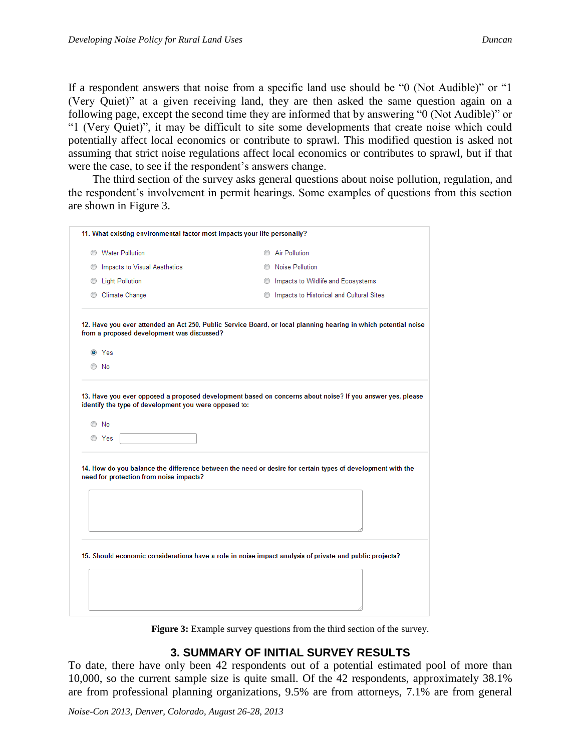If a respondent answers that noise from a specific land use should be "0 (Not Audible)" or "1 (Very Quiet)" at a given receiving land, they are then asked the same question again on a following page, except the second time they are informed that by answering "0 (Not Audible)" or "1 (Very Quiet)", it may be difficult to site some developments that create noise which could potentially affect local economics or contribute to sprawl. This modified question is asked not assuming that strict noise regulations affect local economics or contributes to sprawl, but if that were the case, to see if the respondent's answers change.

The third section of the survey asks general questions about noise pollution, regulation, and the respondent's involvement in permit hearings. Some examples of questions from this section are shown in Figure 3.

**11. What existing environmental factor most impacts your life personally?**

- ○ Water Pollution
- ○ Air Pollution
- ○ Impacts to Visual Aesthetics
- ○ Noise Pollution
- ○ Light Pollution
- ○ Impacts to Wildlife and Ecosystems
- ○ Climate Change
- ○ Impacts to Historical and Cultural Sites

**12. Have you ever attended an Act 250, Public Service Board, or local planning hearing in which potential noise from a proposed development was discussed?**

- ◉ Yes
- ○ No

**13. Have you ever opposed a proposed development based on concerns about noise? If you answer yes, please identify the type of development you were opposed to:**

- ○ No
- ○ Yes [ ]

**14. How do you balance the difference between the need or desire for certain types of development with the need for protection from noise impacts?**

[ ]

**15. Should economic considerations have a role in noise impact analysis of private and public projects?**

[ ]

**Figure 3:** Example survey questions from the third section of the survey.

## 3. SUMMARY OF INITIAL SURVEY RESULTS

To date, there have only been 42 respondents out of a potential estimated pool of more than 10,000, so the current sample size is quite small. Of the 42 respondents, approximately 38.1% are from professional planning organizations, 9.5% are from attorneys, 7.1% are from general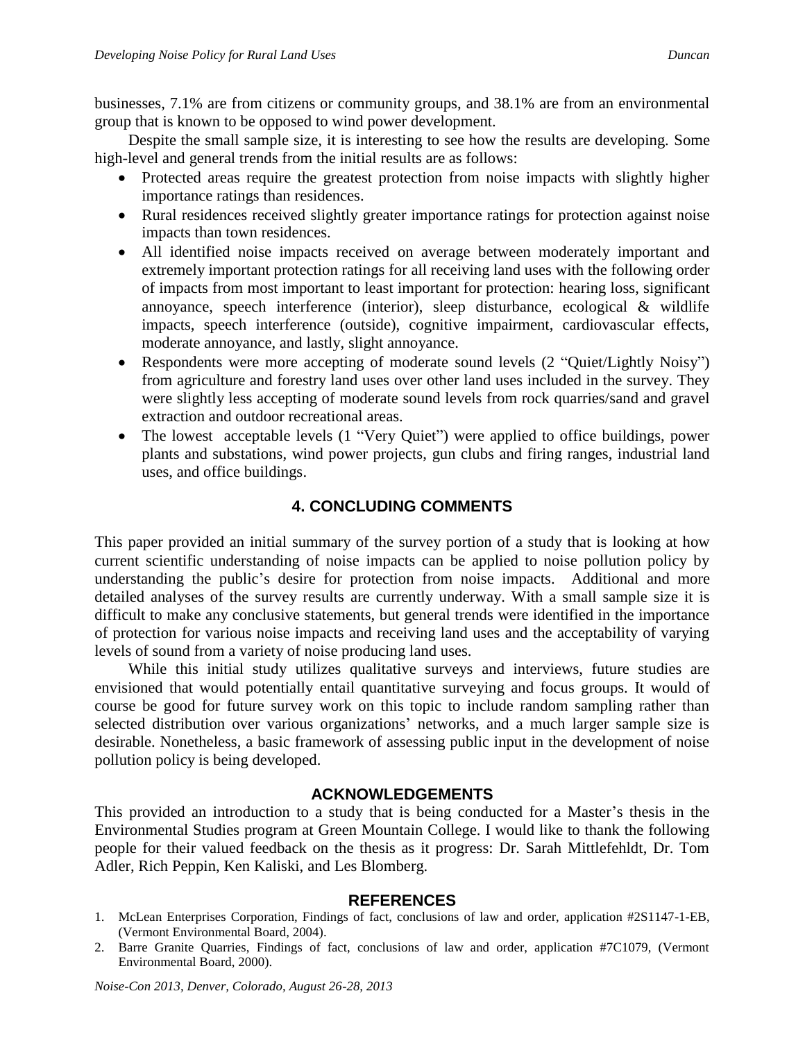businesses, 7.1% are from citizens or community groups, and 38.1% are from an environmental group that is known to be opposed to wind power development.

Despite the small sample size, it is interesting to see how the results are developing. Some high-level and general trends from the initial results are as follows:

- Protected areas require the greatest protection from noise impacts with slightly higher importance ratings than residences.
- Rural residences received slightly greater importance ratings for protection against noise impacts than town residences.
- All identified noise impacts received on average between moderately important and extremely important protection ratings for all receiving land uses with the following order of impacts from most important to least important for protection: hearing loss, significant annoyance, speech interference (interior), sleep disturbance, ecological & wildlife impacts, speech interference (outside), cognitive impairment, cardiovascular effects, moderate annoyance, and lastly, slight annoyance.
- Respondents were more accepting of moderate sound levels (2 "Quiet/Lightly Noisy") from agriculture and forestry land uses over other land uses included in the survey. They were slightly less accepting of moderate sound levels from rock quarries/sand and gravel extraction and outdoor recreational areas.
- The lowest acceptable levels (1 "Very Quiet") were applied to office buildings, power plants and substations, wind power projects, gun clubs and firing ranges, industrial land uses, and office buildings.

## 4. CONCLUDING COMMENTS

This paper provided an initial summary of the survey portion of a study that is looking at how current scientific understanding of noise impacts can be applied to noise pollution policy by understanding the public's desire for protection from noise impacts. Additional and more detailed analyses of the survey results are currently underway. With a small sample size it is difficult to make any conclusive statements, but general trends were identified in the importance of protection for various noise impacts and receiving land uses and the acceptability of varying levels of sound from a variety of noise producing land uses.

While this initial study utilizes qualitative surveys and interviews, future studies are envisioned that would potentially entail quantitative surveying and focus groups. It would of course be good for future survey work on this topic to include random sampling rather than selected distribution over various organizations' networks, and a much larger sample size is desirable. Nonetheless, a basic framework of assessing public input in the development of noise pollution policy is being developed.

## ACKNOWLEDGEMENTS

This provided an introduction to a study that is being conducted for a Master's thesis in the Environmental Studies program at Green Mountain College. I would like to thank the following people for their valued feedback on the thesis as it progress: Dr. Sarah Mittlefehldt, Dr. Tom Adler, Rich Peppin, Ken Kaliski, and Les Blomberg.

## REFERENCES

1. McLean Enterprises Corporation, Findings of fact, conclusions of law and order, application #2S1147-1-EB, (Vermont Environmental Board, 2004).
2. Barre Granite Quarries, Findings of fact, conclusions of law and order, application #7C1079, (Vermont Environmental Board, 2000).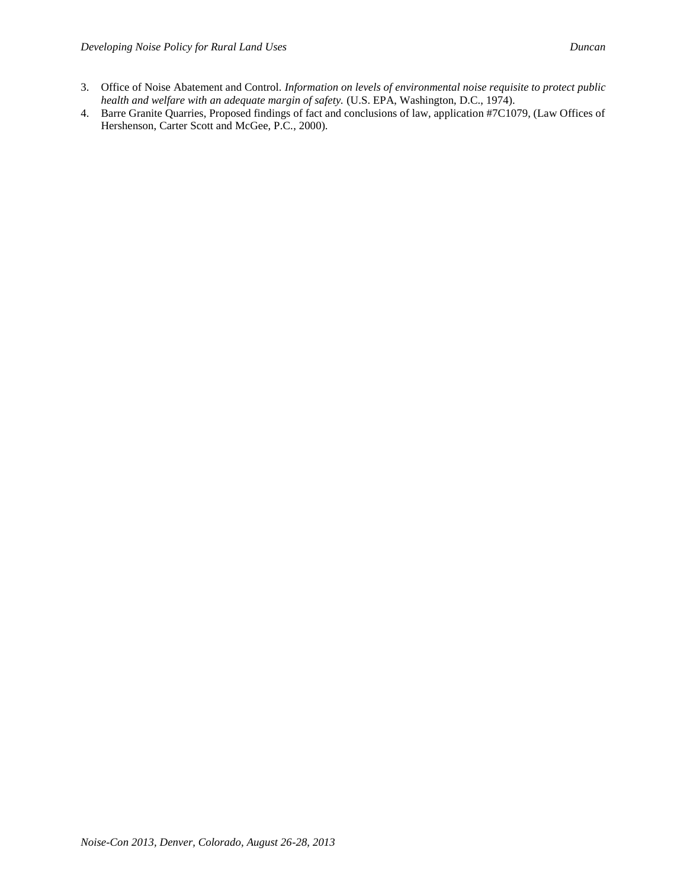3. Office of Noise Abatement and Control. *Information on levels of environmental noise requisite to protect public health and welfare with an adequate margin of safety.* (U.S. EPA, Washington, D.C., 1974).
4. Barre Granite Quarries, Proposed findings of fact and conclusions of law, application #7C1079, (Law Offices of Hershenson, Carter Scott and McGee, P.C., 2000).